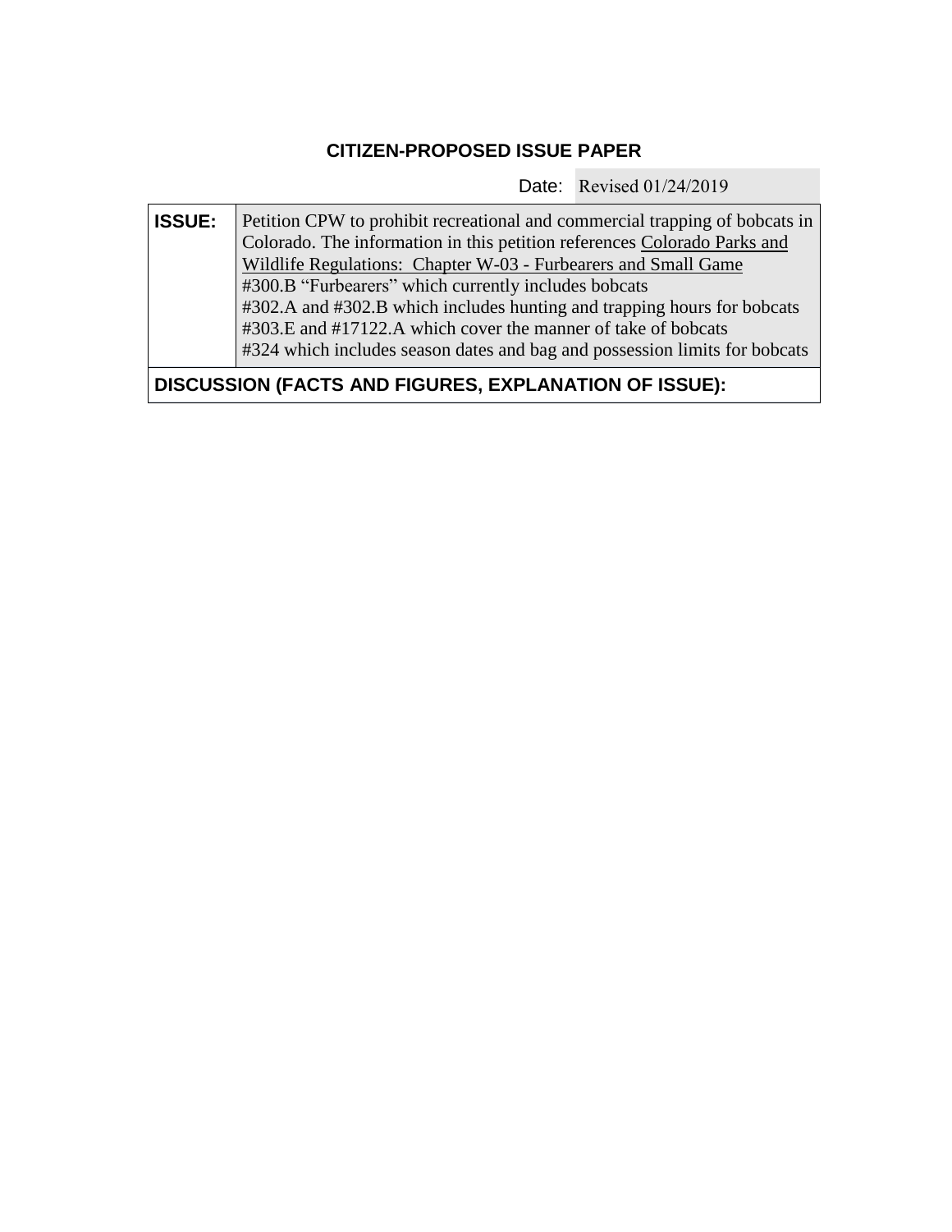# CITIZEN-PROPOSED ISSUE PAPER

| | |
|---|---|
| Date: | Revised 01/24/2019 |

| | |
|---|---|
| **ISSUE:** | Petition CPW to prohibit recreational and commercial trapping of bobcats in Colorado. The information in this petition references Colorado Parks and Wildlife Regulations: Chapter W-03 - Furbearers and Small Game<br>#300.B "Furbearers" which currently includes bobcats<br>#302.A and #302.B which includes hunting and trapping hours for bobcats<br>#303.E and #17122.A which cover the manner of take of bobcats<br>#324 which includes season dates and bag and possession limits for bobcats |

**DISCUSSION (FACTS AND FIGURES, EXPLANATION OF ISSUE):**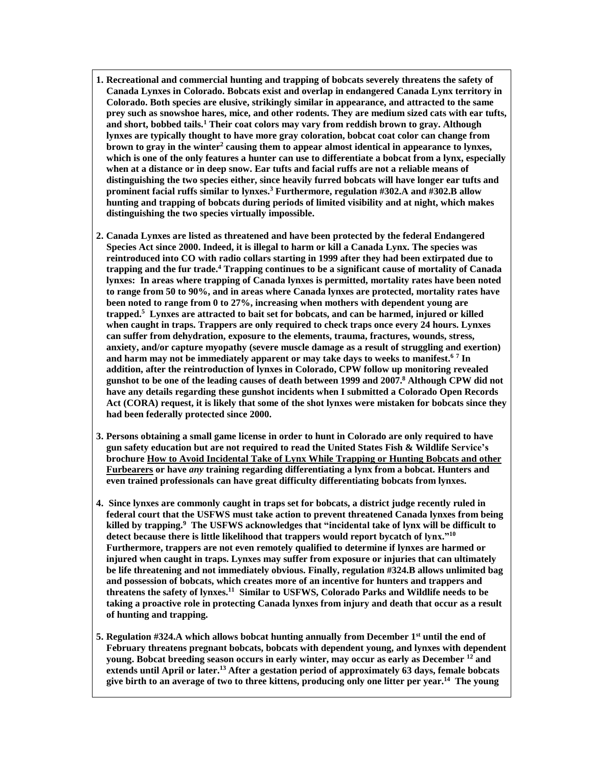1. **Recreational and commercial hunting and trapping of bobcats severely threatens the safety of Canada Lynxes in Colorado. Bobcats exist and overlap in endangered Canada Lynx territory in Colorado. Both species are elusive, strikingly similar in appearance, and attracted to the same prey such as snowshoe hares, mice, and other rodents. They are medium sized cats with ear tufts, and short, bobbed tails.[1] Their coat colors may vary from reddish brown to gray. Although lynxes are typically thought to have more gray coloration, bobcat coat color can change from brown to gray in the winter[2] causing them to appear almost identical in appearance to lynxes, which is one of the only features a hunter can use to differentiate a bobcat from a lynx, especially when at a distance or in deep snow. Ear tufts and facial ruffs are not a reliable means of distinguishing the two species either, since heavily furred bobcats will have longer ear tufts and prominent facial ruffs similar to lynxes.[3] Furthermore, regulation #302.A and #302.B allow hunting and trapping of bobcats during periods of limited visibility and at night, which makes distinguishing the two species virtually impossible.**

2. **Canada Lynxes are listed as threatened and have been protected by the federal Endangered Species Act since 2000. Indeed, it is illegal to harm or kill a Canada Lynx. The species was reintroduced into CO with radio collars starting in 1999 after they had been extirpated due to trapping and the fur trade.[4] Trapping continues to be a significant cause of mortality of Canada lynxes: In areas where trapping of Canada lynxes is permitted, mortality rates have been noted to range from 50 to 90%, and in areas where Canada lynxes are protected, mortality rates have been noted to range from 0 to 27%, increasing when mothers with dependent young are trapped.[5] Lynxes are attracted to bait set for bobcats, and can be harmed, injured or killed when caught in traps. Trappers are only required to check traps once every 24 hours. Lynxes can suffer from dehydration, exposure to the elements, trauma, fractures, wounds, stress, anxiety, and/or capture myopathy (severe muscle damage as a result of struggling and exertion) and harm may not be immediately apparent or may take days to weeks to manifest.[6] [7] In addition, after the reintroduction of lynxes in Colorado, CPW follow up monitoring revealed gunshot to be one of the leading causes of death between 1999 and 2007.[8] Although CPW did not have any details regarding these gunshot incidents when I submitted a Colorado Open Records Act (CORA) request, it is likely that some of the shot lynxes were mistaken for bobcats since they had been federally protected since 2000.**

3. **Persons obtaining a small game license in order to hunt in Colorado are only required to have gun safety education but are not required to read the United States Fish & Wildlife Service's brochure <u>How to Avoid Incidental Take of Lynx While Trapping or Hunting Bobcats and other Furbearers</u> or have *any* training regarding differentiating a lynx from a bobcat. Hunters and even trained professionals can have great difficulty differentiating bobcats from lynxes.**

4. **Since lynxes are commonly caught in traps set for bobcats, a district judge recently ruled in federal court that the USFWS must take action to prevent threatened Canada lynxes from being killed by trapping.[9] The USFWS acknowledges that "incidental take of lynx will be difficult to detect because there is little likelihood that trappers would report bycatch of lynx."[10] Furthermore, trappers are not even remotely qualified to determine if lynxes are harmed or injured when caught in traps. Lynxes may suffer from exposure or injuries that can ultimately be life threatening and not immediately obvious. Finally, regulation #324.B allows unlimited bag and possession of bobcats, which creates more of an incentive for hunters and trappers and threatens the safety of lynxes.[11] Similar to USFWS, Colorado Parks and Wildlife needs to be taking a proactive role in protecting Canada lynxes from injury and death that occur as a result of hunting and trapping.**

5. **Regulation #324.A which allows bobcat hunting annually from December 1st until the end of February threatens pregnant bobcats, bobcats with dependent young, and lynxes with dependent young. Bobcat breeding season occurs in early winter, may occur as early as December [12] and extends until April or later.[13] After a gestation period of approximately 63 days, female bobcats give birth to an average of two to three kittens, producing only one litter per year.[14] The young**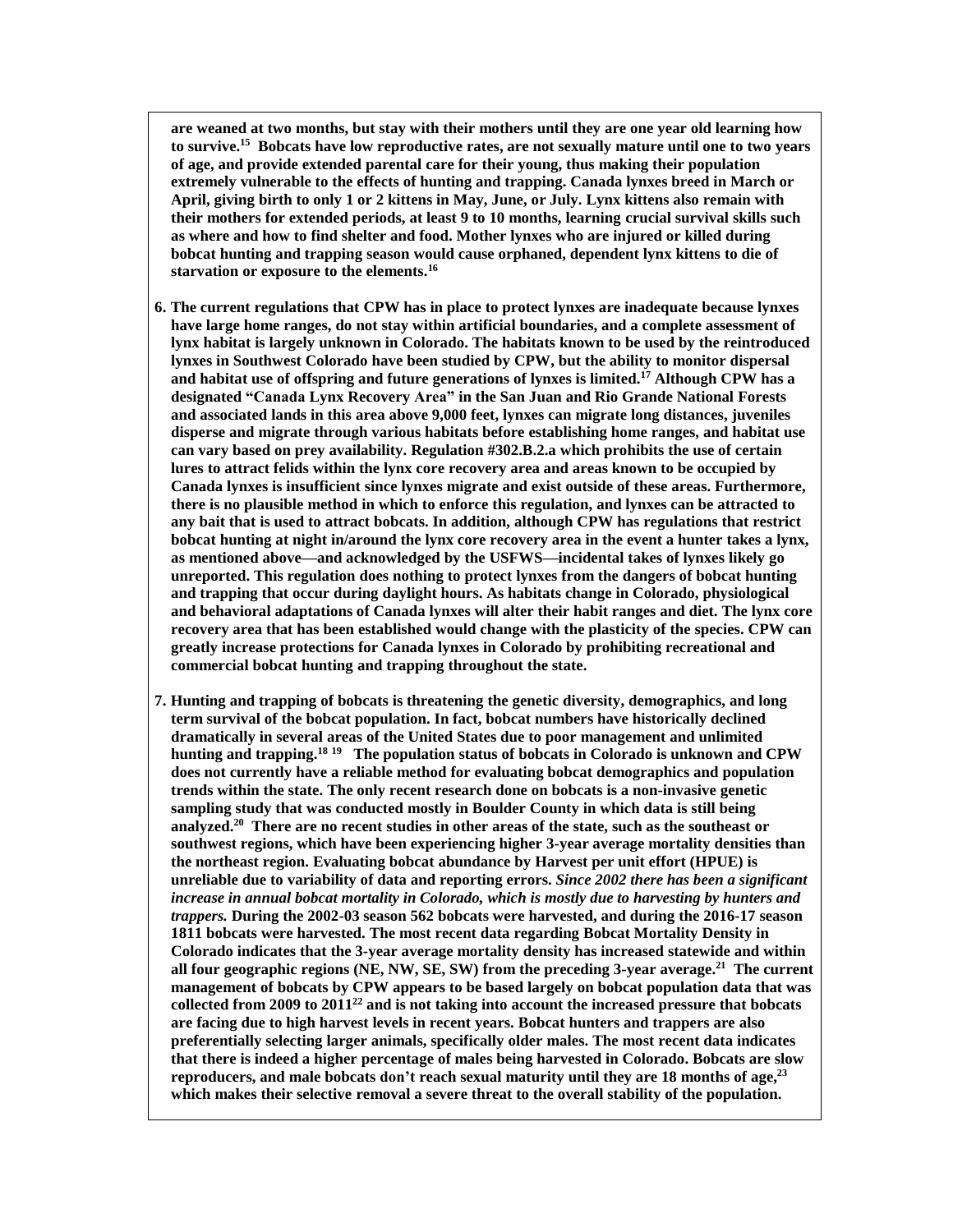**are weaned at two months, but stay with their mothers until they are one year old learning how to survive.[15] Bobcats have low reproductive rates, are not sexually mature until one to two years of age, and provide extended parental care for their young, thus making their population extremely vulnerable to the effects of hunting and trapping. Canada lynxes breed in March or April, giving birth to only 1 or 2 kittens in May, June, or July. Lynx kittens also remain with their mothers for extended periods, at least 9 to 10 months, learning crucial survival skills such as where and how to find shelter and food. Mother lynxes who are injured or killed during bobcat hunting and trapping season would cause orphaned, dependent lynx kittens to die of starvation or exposure to the elements.[16]**

6. **The current regulations that CPW has in place to protect lynxes are inadequate because lynxes have large home ranges, do not stay within artificial boundaries, and a complete assessment of lynx habitat is largely unknown in Colorado. The habitats known to be used by the reintroduced lynxes in Southwest Colorado have been studied by CPW, but the ability to monitor dispersal and habitat use of offspring and future generations of lynxes is limited.[17] Although CPW has a designated "Canada Lynx Recovery Area" in the San Juan and Rio Grande National Forests and associated lands in this area above 9,000 feet, lynxes can migrate long distances, juveniles disperse and migrate through various habitats before establishing home ranges, and habitat use can vary based on prey availability. Regulation #302.B.2.a which prohibits the use of certain lures to attract felids within the lynx core recovery area and areas known to be occupied by Canada lynxes is insufficient since lynxes migrate and exist outside of these areas. Furthermore, there is no plausible method in which to enforce this regulation, and lynxes can be attracted to any bait that is used to attract bobcats. In addition, although CPW has regulations that restrict bobcat hunting at night in/around the lynx core recovery area in the event a hunter takes a lynx, as mentioned above—and acknowledged by the USFWS—incidental takes of lynxes likely go unreported. This regulation does nothing to protect lynxes from the dangers of bobcat hunting and trapping that occur during daylight hours. As habitats change in Colorado, physiological and behavioral adaptations of Canada lynxes will alter their habit ranges and diet. The lynx core recovery area that has been established would change with the plasticity of the species. CPW can greatly increase protections for Canada lynxes in Colorado by prohibiting recreational and commercial bobcat hunting and trapping throughout the state.**

7. **Hunting and trapping of bobcats is threatening the genetic diversity, demographics, and long term survival of the bobcat population. In fact, bobcat numbers have historically declined dramatically in several areas of the United States due to poor management and unlimited hunting and trapping.[18][19] The population status of bobcats in Colorado is unknown and CPW does not currently have a reliable method for evaluating bobcat demographics and population trends within the state. The only recent research done on bobcats is a non-invasive genetic sampling study that was conducted mostly in Boulder County in which data is still being analyzed.[20] There are no recent studies in other areas of the state, such as the southeast or southwest regions, which have been experiencing higher 3-year average mortality densities than the northeast region. Evaluating bobcat abundance by Harvest per unit effort (HPUE) is unreliable due to variability of data and reporting errors. *Since 2002 there has been a significant increase in annual bobcat mortality in Colorado, which is mostly due to harvesting by hunters and trappers.* During the 2002-03 season 562 bobcats were harvested, and during the 2016-17 season 1811 bobcats were harvested. The most recent data regarding Bobcat Mortality Density in Colorado indicates that the 3-year average mortality density has increased statewide and within all four geographic regions (NE, NW, SE, SW) from the preceding 3-year average.[21] The current management of bobcats by CPW appears to be based largely on bobcat population data that was collected from 2009 to 2011[22] and is not taking into account the increased pressure that bobcats are facing due to high harvest levels in recent years. Bobcat hunters and trappers are also preferentially selecting larger animals, specifically older males. The most recent data indicates that there is indeed a higher percentage of males being harvested in Colorado. Bobcats are slow reproducers, and male bobcats don't reach sexual maturity until they are 18 months of age,[23] which makes their selective removal a severe threat to the overall stability of the population.**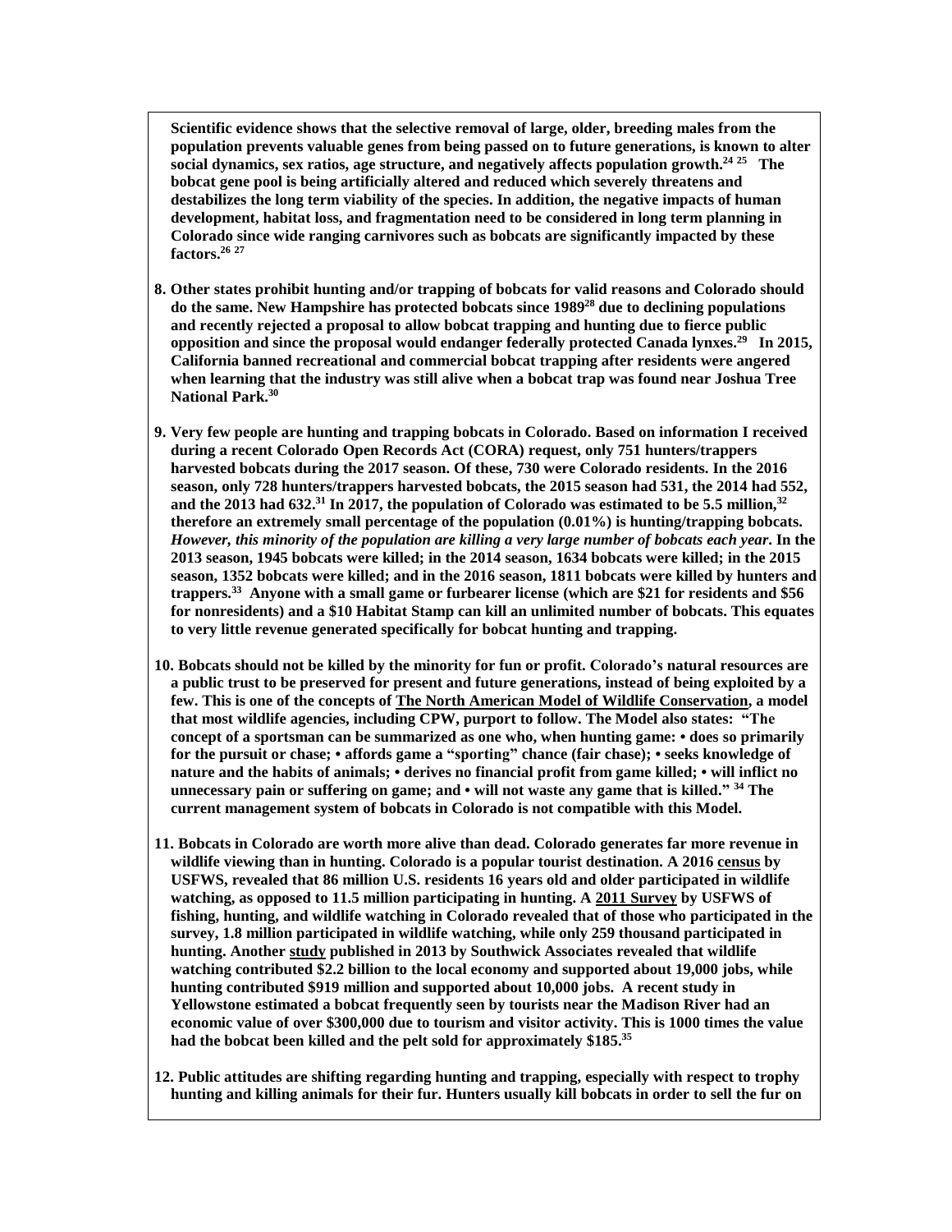**Scientific evidence shows that the selective removal of large, older, breeding males from the population prevents valuable genes from being passed on to future generations, is known to alter social dynamics, sex ratios, age structure, and negatively affects population growth.[24] [25] The bobcat gene pool is being artificially altered and reduced which severely threatens and destabilizes the long term viability of the species. In addition, the negative impacts of human development, habitat loss, and fragmentation need to be considered in long term planning in Colorado since wide ranging carnivores such as bobcats are significantly impacted by these factors.[26] [27]**

8. **Other states prohibit hunting and/or trapping of bobcats for valid reasons and Colorado should do the same. New Hampshire has protected bobcats since 1989[28] due to declining populations and recently rejected a proposal to allow bobcat trapping and hunting due to fierce public opposition and since the proposal would endanger federally protected Canada lynxes.[29] In 2015, California banned recreational and commercial bobcat trapping after residents were angered when learning that the industry was still alive when a bobcat trap was found near Joshua Tree National Park.[30]**

9. **Very few people are hunting and trapping bobcats in Colorado. Based on information I received during a recent Colorado Open Records Act (CORA) request, only 751 hunters/trappers harvested bobcats during the 2017 season. Of these, 730 were Colorado residents. In the 2016 season, only 728 hunters/trappers harvested bobcats, the 2015 season had 531, the 2014 had 552, and the 2013 had 632.[31] In 2017, the population of Colorado was estimated to be 5.5 million,[32] therefore an extremely small percentage of the population (0.01%) is hunting/trapping bobcats.** ***However, this minority of the population are killing a very large number of bobcats each year*****. In the 2013 season, 1945 bobcats were killed; in the 2014 season, 1634 bobcats were killed; in the 2015 season, 1352 bobcats were killed; and in the 2016 season, 1811 bobcats were killed by hunters and trappers.[33] Anyone with a small game or furbearer license (which are $21 for residents and $56 for nonresidents) and a $10 Habitat Stamp can kill an unlimited number of bobcats. This equates to very little revenue generated specifically for bobcat hunting and trapping.**

10. **Bobcats should not be killed by the minority for fun or profit. Colorado's natural resources are a public trust to be preserved for present and future generations, instead of being exploited by a few. This is one of the concepts of The North American Model of Wildlife Conservation, a model that most wildlife agencies, including CPW, purport to follow. The Model also states: "The concept of a sportsman can be summarized as one who, when hunting game: • does so primarily for the pursuit or chase; • affords game a "sporting" chance (fair chase); • seeks knowledge of nature and the habits of animals; • derives no financial profit from game killed; • will inflict no unnecessary pain or suffering on game; and • will not waste any game that is killed." [34] The current management system of bobcats in Colorado is not compatible with this Model.**

11. **Bobcats in Colorado are worth more alive than dead. Colorado generates far more revenue in wildlife viewing than in hunting. Colorado is a popular tourist destination. A 2016 census by USFWS, revealed that 86 million U.S. residents 16 years old and older participated in wildlife watching, as opposed to 11.5 million participating in hunting. A 2011 Survey by USFWS of fishing, hunting, and wildlife watching in Colorado revealed that of those who participated in the survey, 1.8 million participated in wildlife watching, while only 259 thousand participated in hunting. Another study published in 2013 by Southwick Associates revealed that wildlife watching contributed $2.2 billion to the local economy and supported about 19,000 jobs, while hunting contributed $919 million and supported about 10,000 jobs. A recent study in Yellowstone estimated a bobcat frequently seen by tourists near the Madison River had an economic value of over $300,000 due to tourism and visitor activity. This is 1000 times the value had the bobcat been killed and the pelt sold for approximately $185.[35]**

12. **Public attitudes are shifting regarding hunting and trapping, especially with respect to trophy hunting and killing animals for their fur. Hunters usually kill bobcats in order to sell the fur on**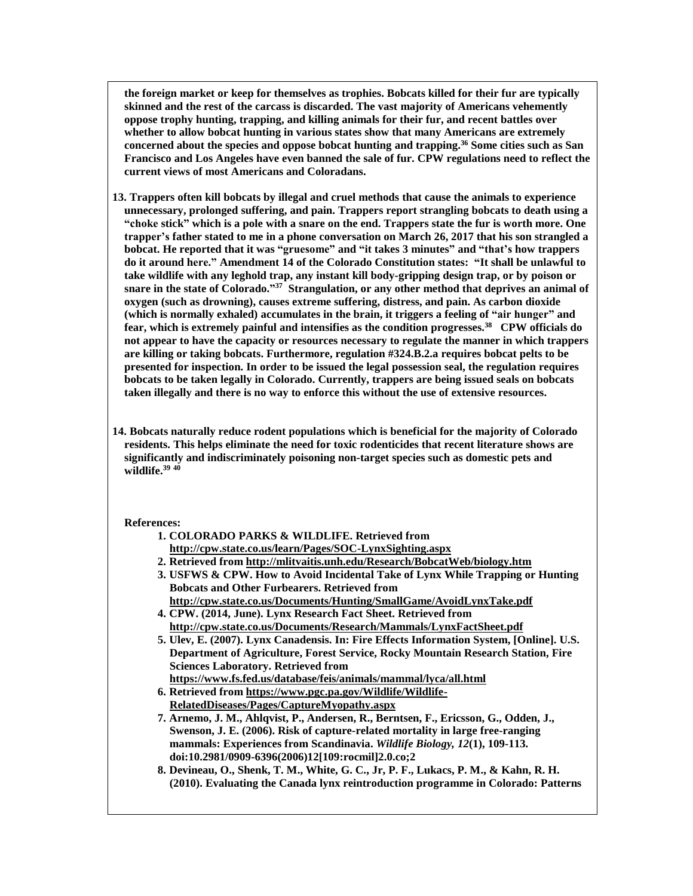**the foreign market or keep for themselves as trophies. Bobcats killed for their fur are typically skinned and the rest of the carcass is discarded. The vast majority of Americans vehemently oppose trophy hunting, trapping, and killing animals for their fur, and recent battles over whether to allow bobcat hunting in various states show that many Americans are extremely concerned about the species and oppose bobcat hunting and trapping.[36] Some cities such as San Francisco and Los Angeles have even banned the sale of fur. CPW regulations need to reflect the current views of most Americans and Coloradans.**

13. **Trappers often kill bobcats by illegal and cruel methods that cause the animals to experience unnecessary, prolonged suffering, and pain. Trappers report strangling bobcats to death using a "choke stick" which is a pole with a snare on the end. Trappers state the fur is worth more. One trapper's father stated to me in a phone conversation on March 26, 2017 that his son strangled a bobcat. He reported that it was "gruesome" and "it takes 3 minutes" and "that's how trappers do it around here." Amendment 14 of the Colorado Constitution states: "It shall be unlawful to take wildlife with any leghold trap, any instant kill body-gripping design trap, or by poison or snare in the state of Colorado."[37] Strangulation, or any other method that deprives an animal of oxygen (such as drowning), causes extreme suffering, distress, and pain. As carbon dioxide (which is normally exhaled) accumulates in the brain, it triggers a feeling of "air hunger" and fear, which is extremely painful and intensifies as the condition progresses.[38] CPW officials do not appear to have the capacity or resources necessary to regulate the manner in which trappers are killing or taking bobcats. Furthermore, regulation #324.B.2.a requires bobcat pelts to be presented for inspection. In order to be issued the legal possession seal, the regulation requires bobcats to be taken legally in Colorado. Currently, trappers are being issued seals on bobcats taken illegally and there is no way to enforce this without the use of extensive resources.**

14. **Bobcats naturally reduce rodent populations which is beneficial for the majority of Colorado residents. This helps eliminate the need for toxic rodenticides that recent literature shows are significantly and indiscriminately poisoning non-target species such as domestic pets and wildlife.[39] [40]**

**References:**

1. **COLORADO PARKS & WILDLIFE. Retrieved from http://cpw.state.co.us/learn/Pages/SOC-LynxSighting.aspx**
2. **Retrieved from http://mlitvaitis.unh.edu/Research/BobcatWeb/biology.htm**
3. **USFWS & CPW. How to Avoid Incidental Take of Lynx While Trapping or Hunting Bobcats and Other Furbearers. Retrieved from http://cpw.state.co.us/Documents/Hunting/SmallGame/AvoidLynxTake.pdf**
4. **CPW. (2014, June). Lynx Research Fact Sheet. Retrieved from http://cpw.state.co.us/Documents/Research/Mammals/LynxFactSheet.pdf**
5. **Ulev, E. (2007). Lynx Canadensis. In: Fire Effects Information System, [Online]. U.S. Department of Agriculture, Forest Service, Rocky Mountain Research Station, Fire Sciences Laboratory. Retrieved from https://www.fs.fed.us/database/feis/animals/mammal/lyca/all.html**
6. **Retrieved from https://www.pgc.pa.gov/Wildlife/Wildlife-RelatedDiseases/Pages/CaptureMyopathy.aspx**
7. **Arnemo, J. M., Ahlqvist, P., Andersen, R., Berntsen, F., Ericsson, G., Odden, J., Swenson, J. E. (2006). Risk of capture-related mortality in large free-ranging mammals: Experiences from Scandinavia. *Wildlife Biology, 12*(1), 109-113. doi:10.2981/0909-6396(2006)12[109:rocmil]2.0.co;2**
8. **Devineau, O., Shenk, T. M., White, G. C., Jr, P. F., Lukacs, P. M., & Kahn, R. H. (2010). Evaluating the Canada lynx reintroduction programme in Colorado: Patterns**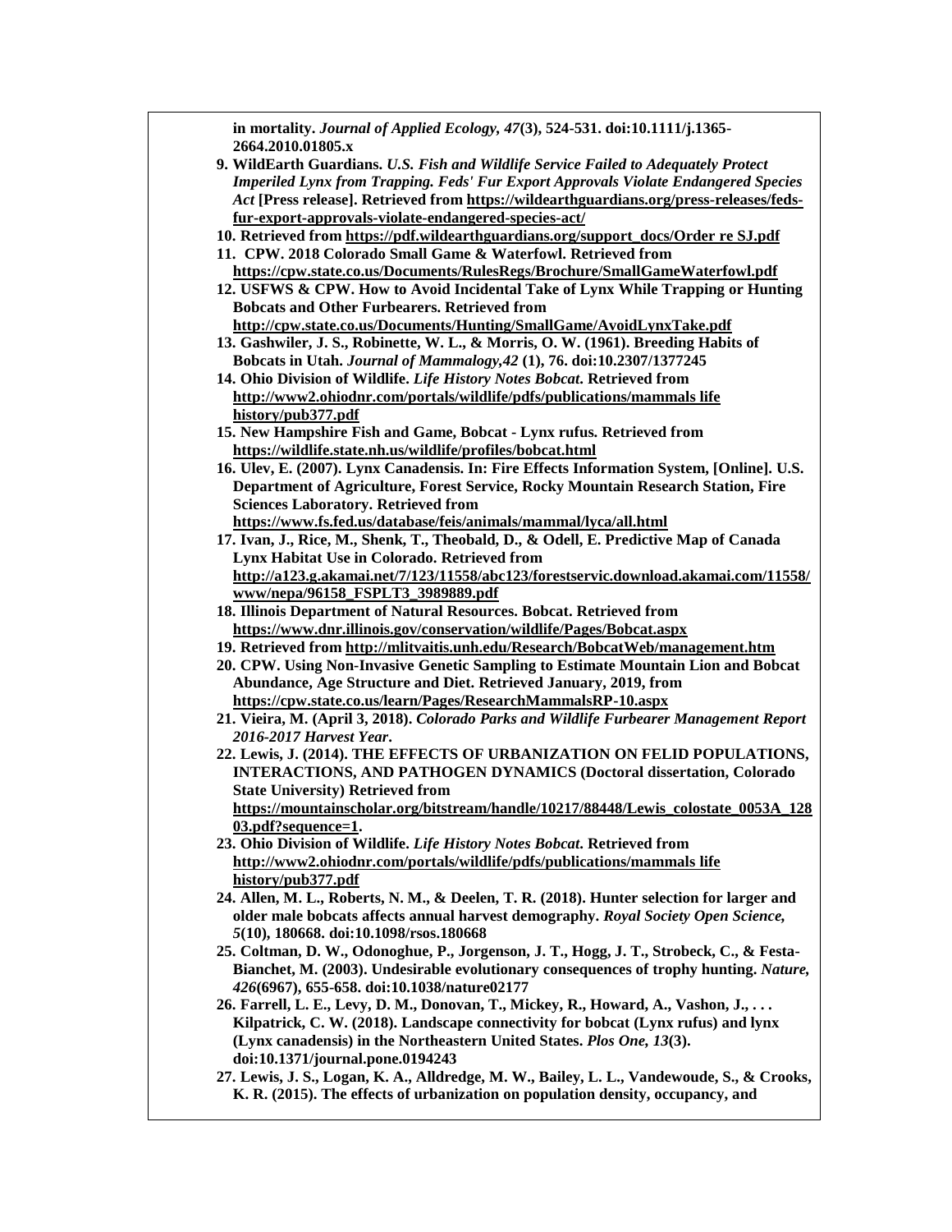**in mortality. *Journal of Applied Ecology, 47*(3), 524-531. doi:10.1111/j.1365-2664.2010.01805.x**

9. **WildEarth Guardians. *U.S. Fish and Wildlife Service Failed to Adequately Protect Imperiled Lynx from Trapping. Feds' Fur Export Approvals Violate Endangered Species Act* [Press release]. Retrieved from https://wildearthguardians.org/press-releases/feds-fur-export-approvals-violate-endangered-species-act/**
10. **Retrieved from https://pdf.wildearthguardians.org/support_docs/Order re SJ.pdf**
11. **CPW. 2018 Colorado Small Game & Waterfowl. Retrieved from https://cpw.state.co.us/Documents/RulesRegs/Brochure/SmallGameWaterfowl.pdf**
12. **USFWS & CPW. How to Avoid Incidental Take of Lynx While Trapping or Hunting Bobcats and Other Furbearers. Retrieved from http://cpw.state.co.us/Documents/Hunting/SmallGame/AvoidLynxTake.pdf**
13. **Gashwiler, J. S., Robinette, W. L., & Morris, O. W. (1961). Breeding Habits of Bobcats in Utah. *Journal of Mammalogy,42* (1), 76. doi:10.2307/1377245**
14. **Ohio Division of Wildlife. *Life History Notes Bobcat*. Retrieved from http://www2.ohiodnr.com/portals/wildlife/pdfs/publications/mammals life history/pub377.pdf**
15. **New Hampshire Fish and Game, Bobcat - Lynx rufus. Retrieved from https://wildlife.state.nh.us/wildlife/profiles/bobcat.html**
16. **Ulev, E. (2007). Lynx Canadensis. In: Fire Effects Information System, [Online]. U.S. Department of Agriculture, Forest Service, Rocky Mountain Research Station, Fire Sciences Laboratory. Retrieved from https://www.fs.fed.us/database/feis/animals/mammal/lyca/all.html**
17. **Ivan, J., Rice, M., Shenk, T., Theobald, D., & Odell, E. Predictive Map of Canada Lynx Habitat Use in Colorado. Retrieved from http://a123.g.akamai.net/7/123/11558/abc123/forestservic.download.akamai.com/11558/www/nepa/96158_FSPLT3_3989889.pdf**
18. **Illinois Department of Natural Resources. Bobcat. Retrieved from https://www.dnr.illinois.gov/conservation/wildlife/Pages/Bobcat.aspx**
19. **Retrieved from http://mlitvaitis.unh.edu/Research/BobcatWeb/management.htm**
20. **CPW. Using Non-Invasive Genetic Sampling to Estimate Mountain Lion and Bobcat Abundance, Age Structure and Diet. Retrieved January, 2019, from https://cpw.state.co.us/learn/Pages/ResearchMammalsRP-10.aspx**
21. **Vieira, M. (April 3, 2018). *Colorado Parks and Wildlife Furbearer Management Report 2016-2017 Harvest Year*.**
22. **Lewis, J. (2014). THE EFFECTS OF URBANIZATION ON FELID POPULATIONS, INTERACTIONS, AND PATHOGEN DYNAMICS (Doctoral dissertation, Colorado State University) Retrieved from https://mountainscholar.org/bitstream/handle/10217/88448/Lewis_colostate_0053A_12803.pdf?sequence=1.**
23. **Ohio Division of Wildlife. *Life History Notes Bobcat*. Retrieved from http://www2.ohiodnr.com/portals/wildlife/pdfs/publications/mammals life history/pub377.pdf**
24. **Allen, M. L., Roberts, N. M., & Deelen, T. R. (2018). Hunter selection for larger and older male bobcats affects annual harvest demography. *Royal Society Open Science, 5*(10), 180668. doi:10.1098/rsos.180668**
25. **Coltman, D. W., Odonoghue, P., Jorgenson, J. T., Hogg, J. T., Strobeck, C., & Festa-Bianchet, M. (2003). Undesirable evolutionary consequences of trophy hunting. *Nature, 426*(6967), 655-658. doi:10.1038/nature02177**
26. **Farrell, L. E., Levy, D. M., Donovan, T., Mickey, R., Howard, A., Vashon, J., . . . Kilpatrick, C. W. (2018). Landscape connectivity for bobcat (Lynx rufus) and lynx (Lynx canadensis) in the Northeastern United States. *Plos One, 13*(3). doi:10.1371/journal.pone.0194243**
27. **Lewis, J. S., Logan, K. A., Alldredge, M. W., Bailey, L. L., Vandewoude, S., & Crooks, K. R. (2015). The effects of urbanization on population density, occupancy, and**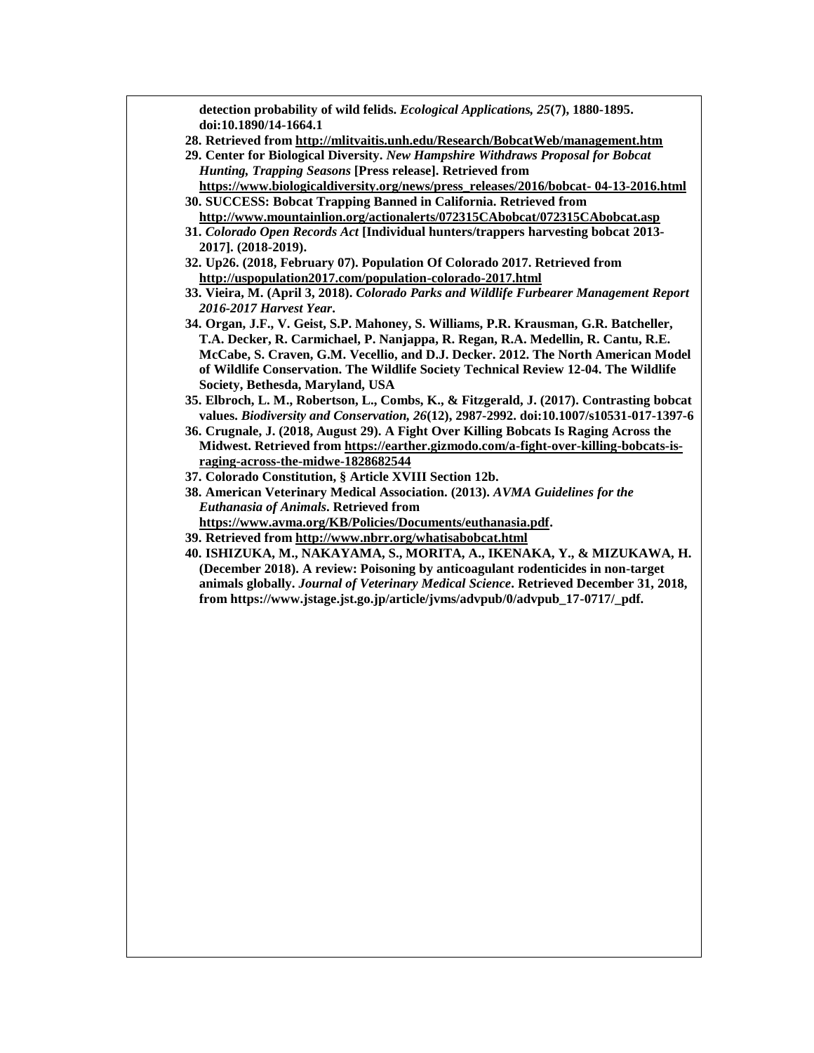**detection probability of wild felids. *Ecological Applications, 25*(7), 1880-1895. doi:10.1890/14-1664.1**

28. **Retrieved from http://mlitvaitis.unh.edu/Research/BobcatWeb/management.htm**
29. **Center for Biological Diversity. *New Hampshire Withdraws Proposal for Bobcat Hunting, Trapping Seasons* [Press release]. Retrieved from https://www.biologicaldiversity.org/news/press_releases/2016/bobcat- 04-13-2016.html**
30. **SUCCESS: Bobcat Trapping Banned in California. Retrieved from http://www.mountainlion.org/actionalerts/072315CAbobcat/072315CAbobcat.asp**
31. ***Colorado Open Records Act* [Individual hunters/trappers harvesting bobcat 2013-2017]. (2018-2019).**
32. **Up26. (2018, February 07). Population Of Colorado 2017. Retrieved from http://uspopulation2017.com/population-colorado-2017.html**
33. **Vieira, M. (April 3, 2018). *Colorado Parks and Wildlife Furbearer Management Report 2016-2017 Harvest Year*.**
34. **Organ, J.F., V. Geist, S.P. Mahoney, S. Williams, P.R. Krausman, G.R. Batcheller, T.A. Decker, R. Carmichael, P. Nanjappa, R. Regan, R.A. Medellin, R. Cantu, R.E. McCabe, S. Craven, G.M. Vecellio, and D.J. Decker. 2012. The North American Model of Wildlife Conservation. The Wildlife Society Technical Review 12-04. The Wildlife Society, Bethesda, Maryland, USA**
35. **Elbroch, L. M., Robertson, L., Combs, K., & Fitzgerald, J. (2017). Contrasting bobcat values. *Biodiversity and Conservation, 26*(12), 2987-2992. doi:10.1007/s10531-017-1397-6**
36. **Crugnale, J. (2018, August 29). A Fight Over Killing Bobcats Is Raging Across the Midwest. Retrieved from https://earther.gizmodo.com/a-fight-over-killing-bobcats-is-raging-across-the-midwe-1828682544**
37. **Colorado Constitution, § Article XVIII Section 12b.**
38. **American Veterinary Medical Association. (2013). *AVMA Guidelines for the Euthanasia of Animals*. Retrieved from https://www.avma.org/KB/Policies/Documents/euthanasia.pdf.**
39. **Retrieved from http://www.nbrr.org/whatisabobcat.html**
40. **ISHIZUKA, M., NAKAYAMA, S., MORITA, A., IKENAKA, Y., & MIZUKAWA, H. (December 2018). A review: Poisoning by anticoagulant rodenticides in non-target animals globally. *Journal of Veterinary Medical Science*. Retrieved December 31, 2018, from https://www.jstage.jst.go.jp/article/jvms/advpub/0/advpub_17-0717/_pdf.**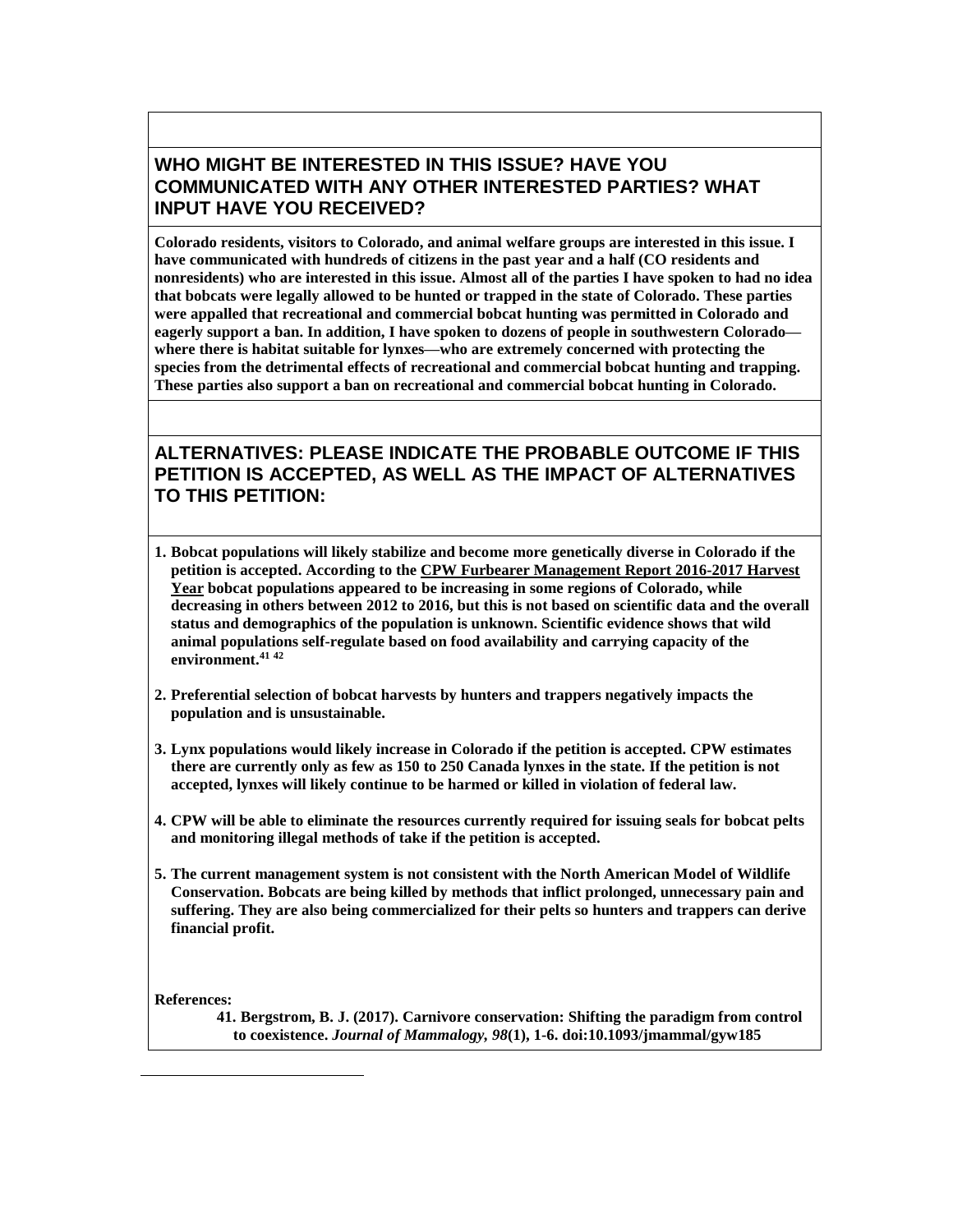## WHO MIGHT BE INTERESTED IN THIS ISSUE? HAVE YOU COMMUNICATED WITH ANY OTHER INTERESTED PARTIES? WHAT INPUT HAVE YOU RECEIVED?

**Colorado residents, visitors to Colorado, and animal welfare groups are interested in this issue. I have communicated with hundreds of citizens in the past year and a half (CO residents and nonresidents) who are interested in this issue. Almost all of the parties I have spoken to had no idea that bobcats were legally allowed to be hunted or trapped in the state of Colorado. These parties were appalled that recreational and commercial bobcat hunting was permitted in Colorado and eagerly support a ban. In addition, I have spoken to dozens of people in southwestern Colorado—where there is habitat suitable for lynxes—who are extremely concerned with protecting the species from the detrimental effects of recreational and commercial bobcat hunting and trapping. These parties also support a ban on recreational and commercial bobcat hunting in Colorado.**

## ALTERNATIVES: PLEASE INDICATE THE PROBABLE OUTCOME IF THIS PETITION IS ACCEPTED, AS WELL AS THE IMPACT OF ALTERNATIVES TO THIS PETITION:

1. **Bobcat populations will likely stabilize and become more genetically diverse in Colorado if the petition is accepted. According to the CPW Furbearer Management Report 2016-2017 Harvest Year bobcat populations appeared to be increasing in some regions of Colorado, while decreasing in others between 2012 to 2016, but this is not based on scientific data and the overall status and demographics of the population is unknown. Scientific evidence shows that wild animal populations self-regulate based on food availability and carrying capacity of the environment.[41] [42]**

2. **Preferential selection of bobcat harvests by hunters and trappers negatively impacts the population and is unsustainable.**

3. **Lynx populations would likely increase in Colorado if the petition is accepted. CPW estimates there are currently only as few as 150 to 250 Canada lynxes in the state. If the petition is not accepted, lynxes will likely continue to be harmed or killed in violation of federal law.**

4. **CPW will be able to eliminate the resources currently required for issuing seals for bobcat pelts and monitoring illegal methods of take if the petition is accepted.**

5. **The current management system is not consistent with the North American Model of Wildlife Conservation. Bobcats are being killed by methods that inflict prolonged, unnecessary pain and suffering. They are also being commercialized for their pelts so hunters and trappers can derive financial profit.**

**References:**

41. **Bergstrom, B. J. (2017). Carnivore conservation: Shifting the paradigm from control to coexistence. *Journal of Mammalogy, 98*(1), 1-6. doi:10.1093/jmammal/gyw185**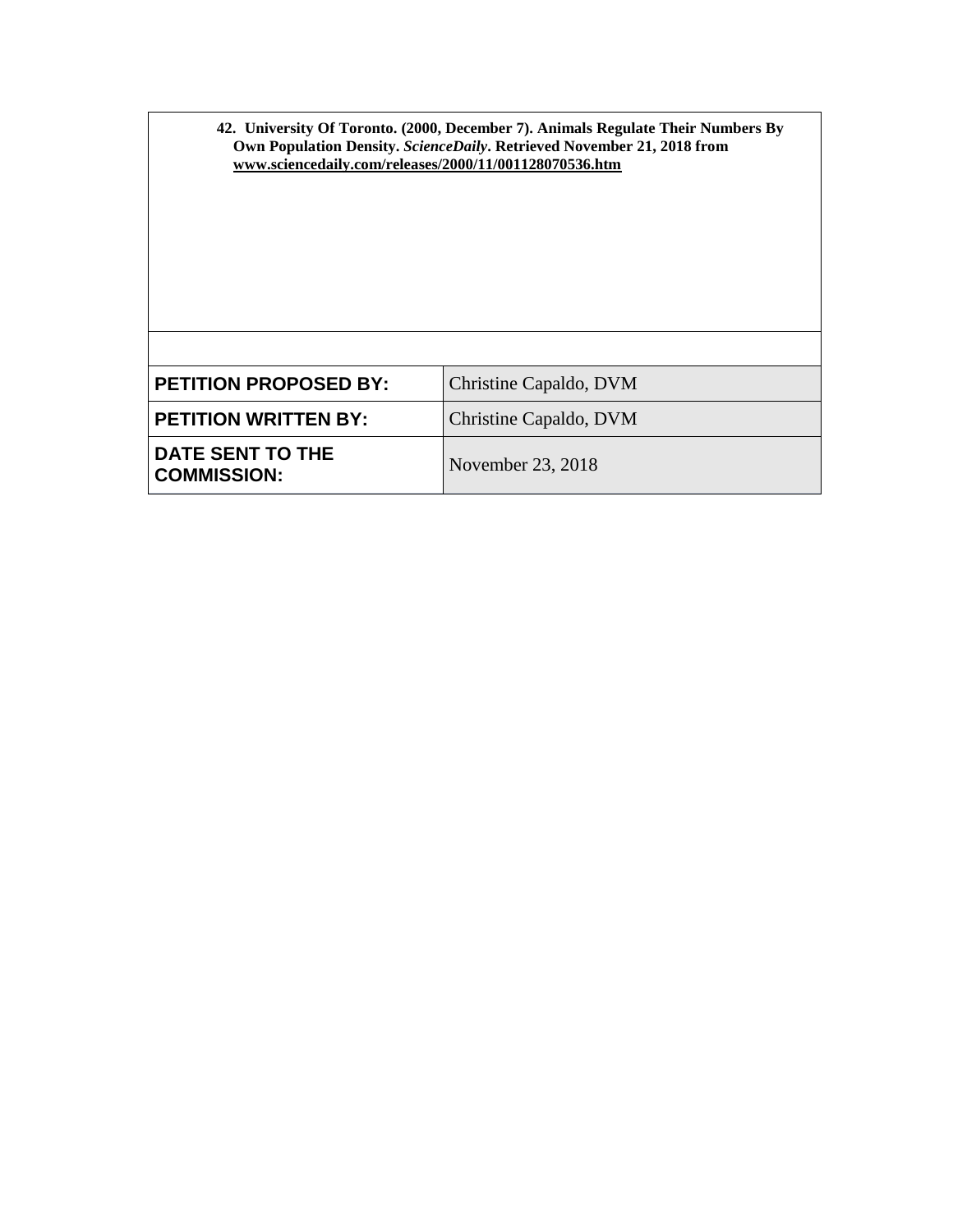42. **University Of Toronto. (2000, December 7). Animals Regulate Their Numbers By Own Population Density. *ScienceDaily*. Retrieved November 21, 2018 from www.sciencedaily.com/releases/2000/11/001128070536.htm**

| | |
|---|---|
| **PETITION PROPOSED BY:** | Christine Capaldo, DVM |
| **PETITION WRITTEN BY:** | Christine Capaldo, DVM |
| **DATE SENT TO THE COMMISSION:** | November 23, 2018 |